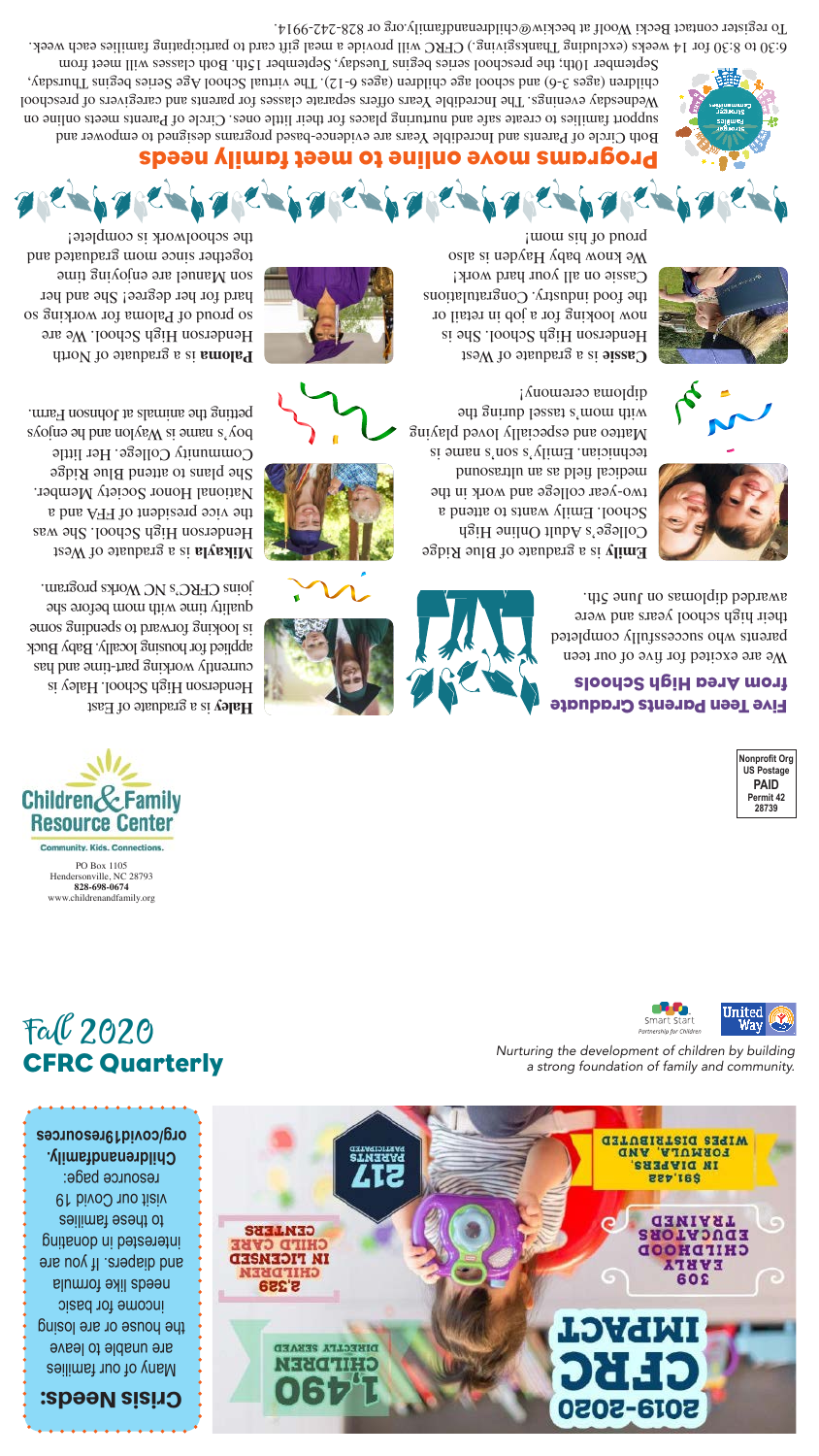## Programs move online to meet family needs

Both Circle of Parents and Incredible Years are evidence-based programs designed to empower and support families to create safe and nurturing places for their little ones. Circle of Parents meets online on Wednesday evenings. The Incredible Years offers separate classes for parents and caregivers of preschool children (ages 3-6) and school age children (ages 6-12). The virtual School Age Series begins Thursday, September 10th; the preschool series begins Tuesday, September 15th. Both classes will meet from 6:30 to 8:30 for 14 weeks (excluding Thanksgiving.) CFRC will provide a meal gift card to participating families each week. To register contact Becki Woolf at beckiw@childrenandfamily.org or 828-242-9914.

## Five Teen Parents Graduate from Area High Schools

We are excited for five of our teen parents who successfully completed their high school years and were awarded diplomas on June 5th.

**Cassie** is a graduate of West Henderson High School. She is now looking for a job in retail or the food industry. Congratulations Cassie on all your hard work! We know baby Hayden is also proud of his mom!

**Paloma** is a graduate of North Henderson High School. We are so proud of Paloma for working so hard for her degree! She and her son Manuel are enjoying time together since mom graduated and the schoolwork is complete!

**Emily** is a graduate of Blue Ridge College's Adult Online High School. Emily wants to attend a two-year college and work in the medical field as an ultrasound technician. Emily's son's name is Matteo and especially loved playing with mom's tassel during the diploma ceremony!

**Mikayla** is a graduate of West Henderson High School. She was the vice president of FFA and a National Honor Society Member. She plans to attend Blue Ridge Community College. Her little boy's name is Waylon and he enjoys petting the animals at Johnson Farm.

**Haley** is a graduate of East Henderson High School. Haley is currently working part-time and has applied for housing locally. Baby Buck is looking forward to spending some quality time with mom before she joins CFRC's NC Works program.

Nonprofit Org
US Postage
PAID
Permit 42
28739

Children & Family Resource Center
Community. Kids. Connections.

PO Box 1105
Hendersonville, NC 28793
**828-698-0674**
www.childrenandfamily.org

# Fall 2020
# CFRC Quarterly

*Nurturing the development of children by building a strong foundation of family and community.*

## Crisis Needs:

Many of our families are unable to leave the house or are losing income for basic needs like formula and diapers. If you are interested in donating to these families visit our Covid 19 resource page: **childrenandfamily.org/covid19resources**

## 2019-2020 CFRC IMPACT

- **1,490** CHILDREN DIRECTLY SERVED
- **309** EARLY CHILDHOOD EDUCATORS TRAINED
- **2,329** CHILDREN IN LICENSED CHILD CARE CENTERS
- **217** PARENTS PARTICIPATED
- **$91,422** IN DIAPERS, FORMULA, AND WIPES DISTRIBUTED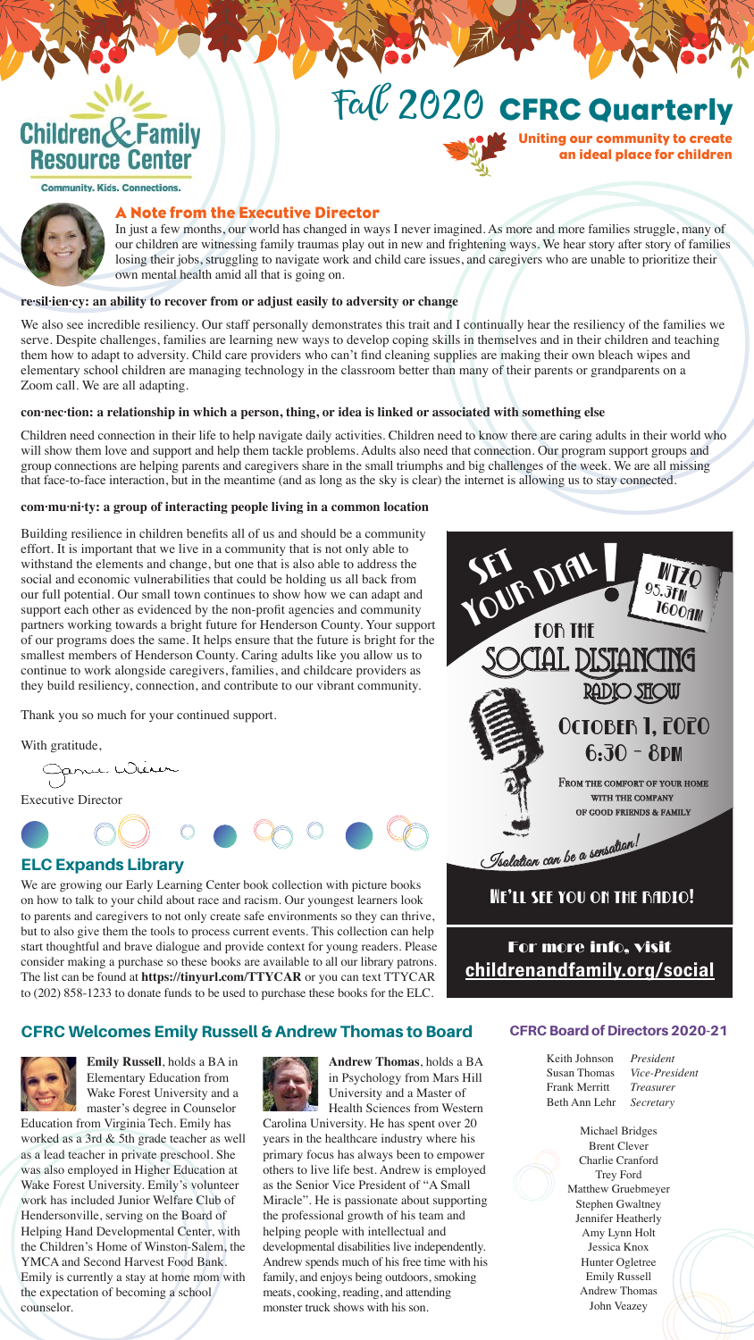Children & Family Resource Center

Community. Kids. Connections.

# Fall 2020 CFRC Quarterly

**Uniting our community to create an ideal place for children**

## A Note from the Executive Director

In just a few months, our world has changed in ways I never imagined. As more and more families struggle, many of our children are witnessing family traumas play out in new and frightening ways. We hear story after story of families losing their jobs, struggling to navigate work and child care issues, and caregivers who are unable to prioritize their own mental health amid all that is going on.

**re·sil·ien·cy: an ability to recover from or adjust easily to adversity or change**

We also see incredible resiliency. Our staff personally demonstrates this trait and I continually hear the resiliency of the families we serve. Despite challenges, families are learning new ways to develop coping skills in themselves and in their children and teaching them how to adapt to adversity. Child care providers who can't find cleaning supplies are making their own bleach wipes and elementary school children are managing technology in the classroom better than many of their parents or grandparents on a Zoom call. We are all adapting.

**con·nec·tion: a relationship in which a person, thing, or idea is linked or associated with something else**

Children need connection in their life to help navigate daily activities. Children need to know there are caring adults in their world who will show them love and support and help them tackle problems. Adults also need that connection. Our program support groups and group connections are helping parents and caregivers share in the small triumphs and big challenges of the week. We are all missing that face-to-face interaction, but in the meantime (and as long as the sky is clear) the internet is allowing us to stay connected.

**com·mu·ni·ty: a group of interacting people living in a common location**

Building resilience in children benefits all of us and should be a community effort. It is important that we live in a community that is not only able to withstand the elements and change, but one that is also able to address the social and economic vulnerabilities that could be holding us all back from our full potential. Our small town continues to show how we can adapt and support each other as evidenced by the non-profit agencies and community partners working towards a bright future for Henderson County. Your support of our programs does the same. It helps ensure that the future is bright for the smallest members of Henderson County. Caring adults like you allow us to continue to work alongside caregivers, families, and childcare providers as they build resiliency, connection, and contribute to our vibrant community.

Thank you so much for your continued support.

With gratitude,

Jamie Wiener

Executive Director

**SET YOUR DIAL!** WTZQ 95.3FM 1600AM

FOR THE SOCIAL DISTANCING RADIO SHOW

October 1, 2020
6:30 - 8PM

From the comfort of your home with the company of good friends & family

*Isolation can be a sensation!*

WE'LL SEE YOU ON THE RADIO!

For more info, visit **childrenandfamily.org/social**

## ELC Expands Library

We are growing our Early Learning Center book collection with picture books on how to talk to your child about race and racism. Our youngest learners look to parents and caregivers to not only create safe environments so they can thrive, but to also give them the tools to process current events. This collection can help start thoughtful and brave dialogue and provide context for young readers. Please consider making a purchase so these books are available to all our library patrons. The list can be found at **https://tinyurl.com/TTYCAR** or you can text TTYCAR to (202) 858-1233 to donate funds to be used to purchase these books for the ELC.

## CFRC Welcomes Emily Russell & Andrew Thomas to Board

**Emily Russell**, holds a BA in Elementary Education from Wake Forest University and a master's degree in Counselor Education from Virginia Tech. Emily has worked as a 3rd & 5th grade teacher as well as a lead teacher in private preschool. She was also employed in Higher Education at Wake Forest University. Emily's volunteer work has included Junior Welfare Club of Hendersonville, serving on the Board of Helping Hand Developmental Center, with the Children's Home of Winston-Salem, the YMCA and Second Harvest Food Bank. Emily is currently a stay at home mom with the expectation of becoming a school counselor.

**Andrew Thomas**, holds a BA in Psychology from Mars Hill University and a Master of Health Sciences from Western Carolina University. He has spent over 20 years in the healthcare industry where his primary focus has always been to empower others to live life best. Andrew is employed as the Senior Vice President of "A Small Miracle". He is passionate about supporting the professional growth of his team and helping people with intellectual and developmental disabilities live independently. Andrew spends much of his free time with his family, and enjoys being outdoors, smoking meats, cooking, reading, and attending monster truck shows with his son.

## CFRC Board of Directors 2020-21

| | |
|---|---|
| Keith Johnson | *President* |
| Susan Thomas | *Vice-President* |
| Frank Merritt | *Treasurer* |
| Beth Ann Lehr | *Secretary* |

Michael Bridges
Brent Clever
Charlie Cranford
Trey Ford
Matthew Gruebmeyer
Stephen Gwaltney
Jennifer Heatherly
Amy Lynn Holt
Jessica Knox
Hunter Ogletree
Emily Russell
Andrew Thomas
John Veazey